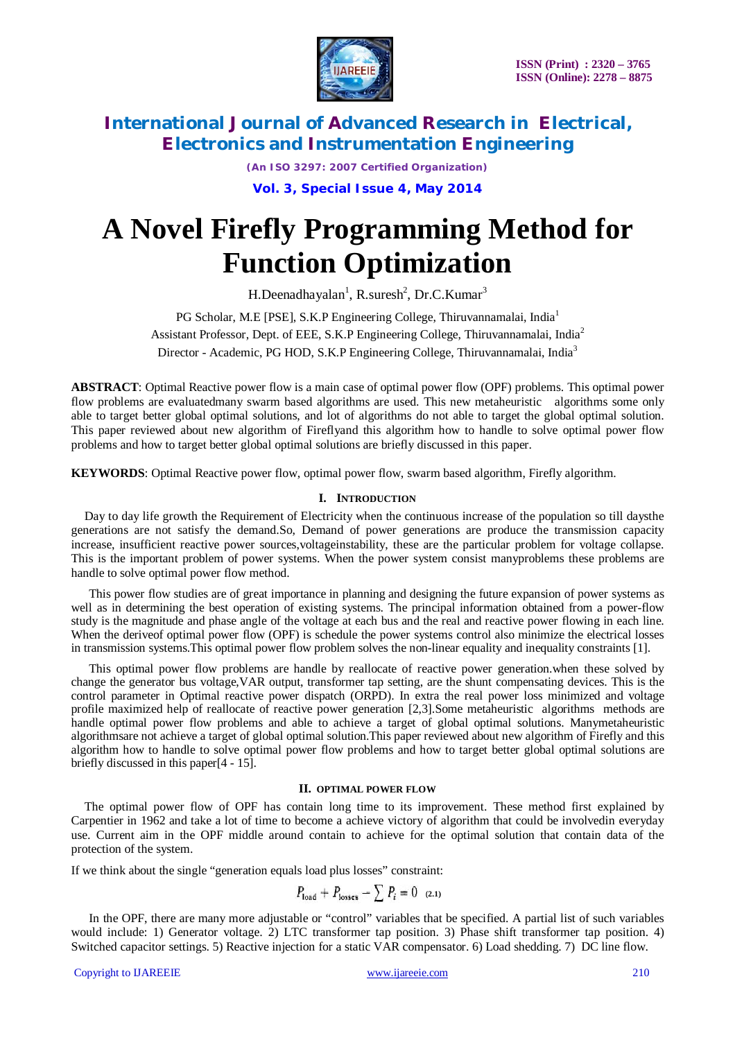# A Novel Firefly Programming Method for Function Optimization

H.Deenadhayalan[1], R.suresh[2], Dr.C.Kumar[3]

PG Scholar, M.E [PSE], S.K.P Engineering College, Thiruvannamalai, India[1]

Assistant Professor, Dept. of EEE, S.K.P Engineering College, Thiruvannamalai, India[2]

Director - Academic, PG HOD, S.K.P Engineering College, Thiruvannamalai, India[3]

**ABSTRACT**: Optimal Reactive power flow is a main case of optimal power flow (OPF) problems. This optimal power flow problems are evaluatedmany swarm based algorithms are used. This new metaheuristic algorithms some only able to target better global optimal solutions, and lot of algorithms do not able to target the global optimal solution. This paper reviewed about new algorithm of Fireflyand this algorithm how to handle to solve optimal power flow problems and how to target better global optimal solutions are briefly discussed in this paper.

**KEYWORDS**: Optimal Reactive power flow, optimal power flow, swarm based algorithm, Firefly algorithm.

## I. INTRODUCTION

Day to day life growth the Requirement of Electricity when the continuous increase of the population so till daysthe generations are not satisfy the demand.So, Demand of power generations are produce the transmission capacity increase, insufficient reactive power sources,voltageinstability, these are the particular problem for voltage collapse. This is the important problem of power systems. When the power system consist manyproblems these problems are handle to solve optimal power flow method.

This power flow studies are of great importance in planning and designing the future expansion of power systems as well as in determining the best operation of existing systems. The principal information obtained from a power-flow study is the magnitude and phase angle of the voltage at each bus and the real and reactive power flowing in each line. When the deriveof optimal power flow (OPF) is schedule the power systems control also minimize the electrical losses in transmission systems.This optimal power flow problem solves the non-linear equality and inequality constraints [1].

This optimal power flow problems are handle by reallocate of reactive power generation.when these solved by change the generator bus voltage,VAR output, transformer tap setting, are the shunt compensating devices. This is the control parameter in Optimal reactive power dispatch (ORPD). In extra the real power loss minimized and voltage profile maximized help of reallocate of reactive power generation [2,3].Some metaheuristic algorithms methods are handle optimal power flow problems and able to achieve a target of global optimal solutions. Manymetaheuristic algorithmsare not achieve a target of global optimal solution.This paper reviewed about new algorithm of Firefly and this algorithm how to handle to solve optimal power flow problems and how to target better global optimal solutions are briefly discussed in this paper[4 - 15].

## II. OPTIMAL POWER FLOW

The optimal power flow of OPF has contain long time to its improvement. These method first explained by Carpentier in 1962 and take a lot of time to become a achieve victory of algorithm that could be involvedin everyday use. Current aim in the OPF middle around contain to achieve for the optimal solution that contain data of the protection of the system.

If we think about the single "generation equals load plus losses" constraint:

$$P_{\text{load}} + P_{\text{losses}} - \sum P_i = 0 \quad (2.1)$$

In the OPF, there are many more adjustable or "control" variables that be specified. A partial list of such variables would include: 1) Generator voltage. 2) LTC transformer tap position. 3) Phase shift transformer tap position. 4) Switched capacitor settings. 5) Reactive injection for a static VAR compensator. 6) Load shedding. 7) DC line flow.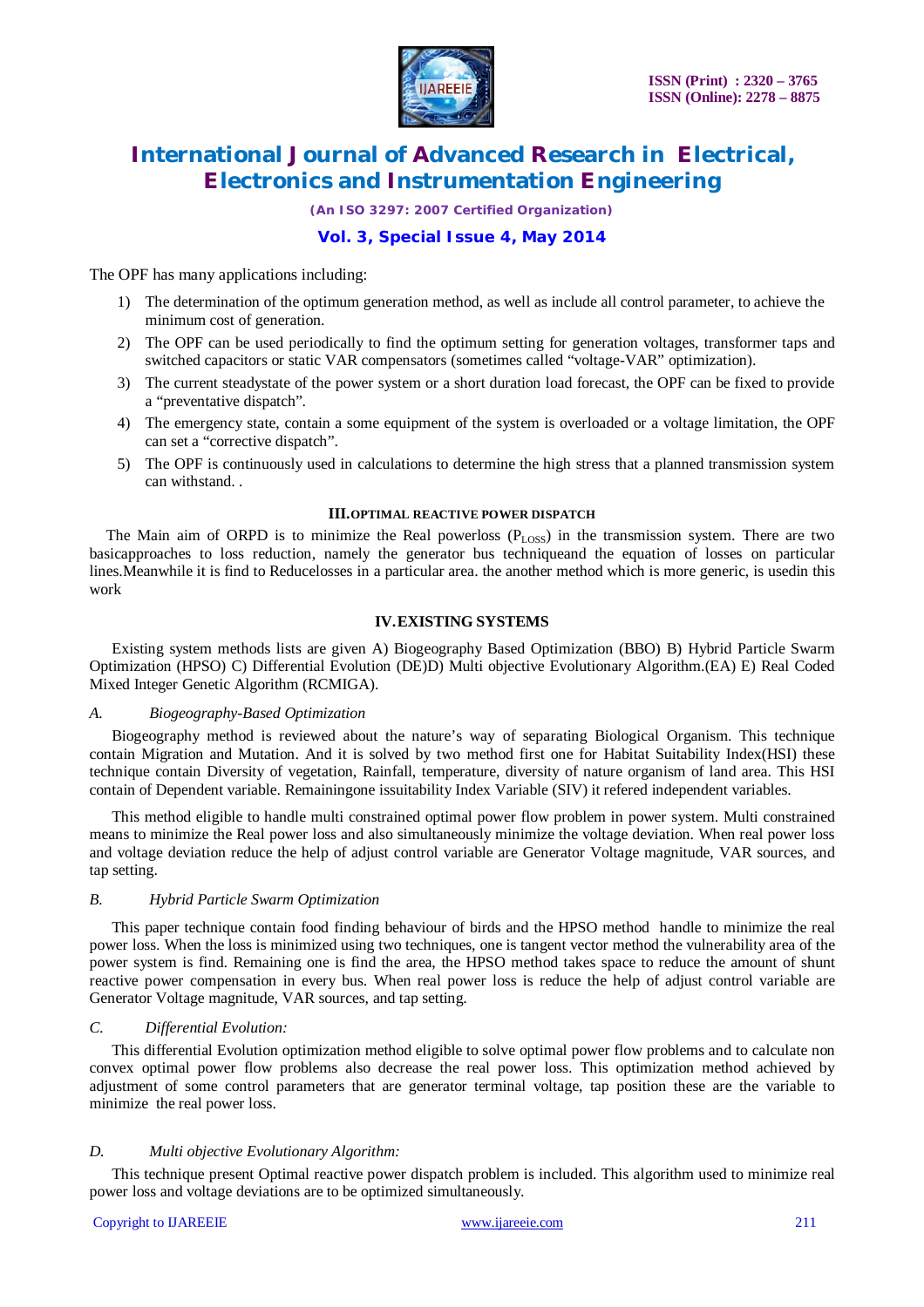The OPF has many applications including:

1) The determination of the optimum generation method, as well as include all control parameter, to achieve the minimum cost of generation.
2) The OPF can be used periodically to find the optimum setting for generation voltages, transformer taps and switched capacitors or static VAR compensators (sometimes called "voltage-VAR" optimization).
3) The current steadystate of the power system or a short duration load forecast, the OPF can be fixed to provide a "preventative dispatch".
4) The emergency state, contain a some equipment of the system is overloaded or a voltage limitation, the OPF can set a "corrective dispatch".
5) The OPF is continuously used in calculations to determine the high stress that a planned transmission system can withstand. .

### III. OPTIMAL REACTIVE POWER DISPATCH

The Main aim of ORPD is to minimize the Real powerloss ($P_{LOSS}$) in the transmission system. There are two basicapproaches to loss reduction, namely the generator bus techniqueand the equation of losses on particular lines.Meanwhile it is find to Reducelosses in a particular area. the another method which is more generic, is usedin this work

### IV. EXISTING SYSTEMS

Existing system methods lists are given A) Biogeography Based Optimization (BBO) B) Hybrid Particle Swarm Optimization (HPSO) C) Differential Evolution (DE)D) Multi objective Evolutionary Algorithm.(EA) E) Real Coded Mixed Integer Genetic Algorithm (RCMIGA).

#### *A. Biogeography-Based Optimization*

Biogeography method is reviewed about the nature's way of separating Biological Organism. This technique contain Migration and Mutation. And it is solved by two method first one for Habitat Suitability Index(HSI) these technique contain Diversity of vegetation, Rainfall, temperature, diversity of nature organism of land area. This HSI contain of Dependent variable. Remainingone issuitability Index Variable (SIV) it refered independent variables.

This method eligible to handle multi constrained optimal power flow problem in power system. Multi constrained means to minimize the Real power loss and also simultaneously minimize the voltage deviation. When real power loss and voltage deviation reduce the help of adjust control variable are Generator Voltage magnitude, VAR sources, and tap setting.

#### *B. Hybrid Particle Swarm Optimization*

This paper technique contain food finding behaviour of birds and the HPSO method handle to minimize the real power loss. When the loss is minimized using two techniques, one is tangent vector method the vulnerability area of the power system is find. Remaining one is find the area, the HPSO method takes space to reduce the amount of shunt reactive power compensation in every bus. When real power loss is reduce the help of adjust control variable are Generator Voltage magnitude, VAR sources, and tap setting.

#### *C. Differential Evolution:*

This differential Evolution optimization method eligible to solve optimal power flow problems and to calculate non convex optimal power flow problems also decrease the real power loss. This optimization method achieved by adjustment of some control parameters that are generator terminal voltage, tap position these are the variable to minimize the real power loss.

#### *D. Multi objective Evolutionary Algorithm:*

This technique present Optimal reactive power dispatch problem is included. This algorithm used to minimize real power loss and voltage deviations are to be optimized simultaneously.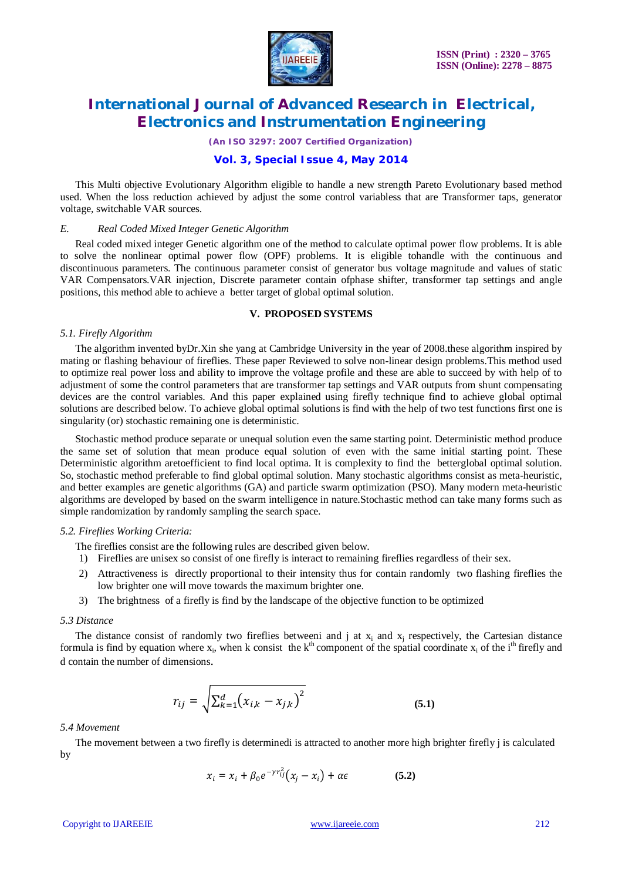This Multi objective Evolutionary Algorithm eligible to handle a new strength Pareto Evolutionary based method used. When the loss reduction achieved by adjust the some control variabless that are Transformer taps, generator voltage, switchable VAR sources.

### *E. Real Coded Mixed Integer Genetic Algorithm*

Real coded mixed integer Genetic algorithm one of the method to calculate optimal power flow problems. It is able to solve the nonlinear optimal power flow (OPF) problems. It is eligible tohandle with the continuous and discontinuous parameters. The continuous parameter consist of generator bus voltage magnitude and values of static VAR Compensators.VAR injection, Discrete parameter contain ofphase shifter, transformer tap settings and angle positions, this method able to achieve a better target of global optimal solution.

## V. PROPOSED SYSTEMS

### *5.1. Firefly Algorithm*

The algorithm invented byDr.Xin she yang at Cambridge University in the year of 2008.these algorithm inspired by mating or flashing behaviour of fireflies. These paper Reviewed to solve non-linear design problems.This method used to optimize real power loss and ability to improve the voltage profile and these are able to succeed by with help of to adjustment of some the control parameters that are transformer tap settings and VAR outputs from shunt compensating devices are the control variables. And this paper explained using firefly technique find to achieve global optimal solutions are described below. To achieve global optimal solutions is find with the help of two test functions first one is singularity (or) stochastic remaining one is deterministic.

Stochastic method produce separate or unequal solution even the same starting point. Deterministic method produce the same set of solution that mean produce equal solution of even with the same initial starting point. These Deterministic algorithm aretoefficient to find local optima. It is complexity to find the betterglobal optimal solution. So, stochastic method preferable to find global optimal solution. Many stochastic algorithms consist as meta-heuristic, and better examples are genetic algorithms (GA) and particle swarm optimization (PSO). Many modern meta-heuristic algorithms are developed by based on the swarm intelligence in nature.Stochastic method can take many forms such as simple randomization by randomly sampling the search space.

### *5.2. Fireflies Working Criteria:*

The fireflies consist are the following rules are described given below.

1) Fireflies are unisex so consist of one firefly is interact to remaining fireflies regardless of their sex.
2) Attractiveness is directly proportional to their intensity thus for contain randomly two flashing fireflies the low brighter one will move towards the maximum brighter one.
3) The brightness of a firefly is find by the landscape of the objective function to be optimized

### *5.3 Distance*

The distance consist of randomly two fireflies betweeni and j at $x_i$ and $x_j$ respectively, the Cartesian distance formula is find by equation where $x_i$, when k consist the $k^{th}$ component of the spatial coordinate $x_i$ of the $i^{th}$ firefly and d contain the number of dimensions.

$$r_{ij} = \sqrt{\sum_{k=1}^{d}\left(x_{i,k} - x_{j,k}\right)^2} \qquad \textbf{(5.1)}$$

### *5.4 Movement*

The movement between a two firefly is determinedi is attracted to another more high brighter firefly j is calculated by

$$x_i = x_i + \beta_0 e^{-\gamma r_{ij}^2}\left(x_j - x_i\right) + \alpha\epsilon \qquad \textbf{(5.2)}$$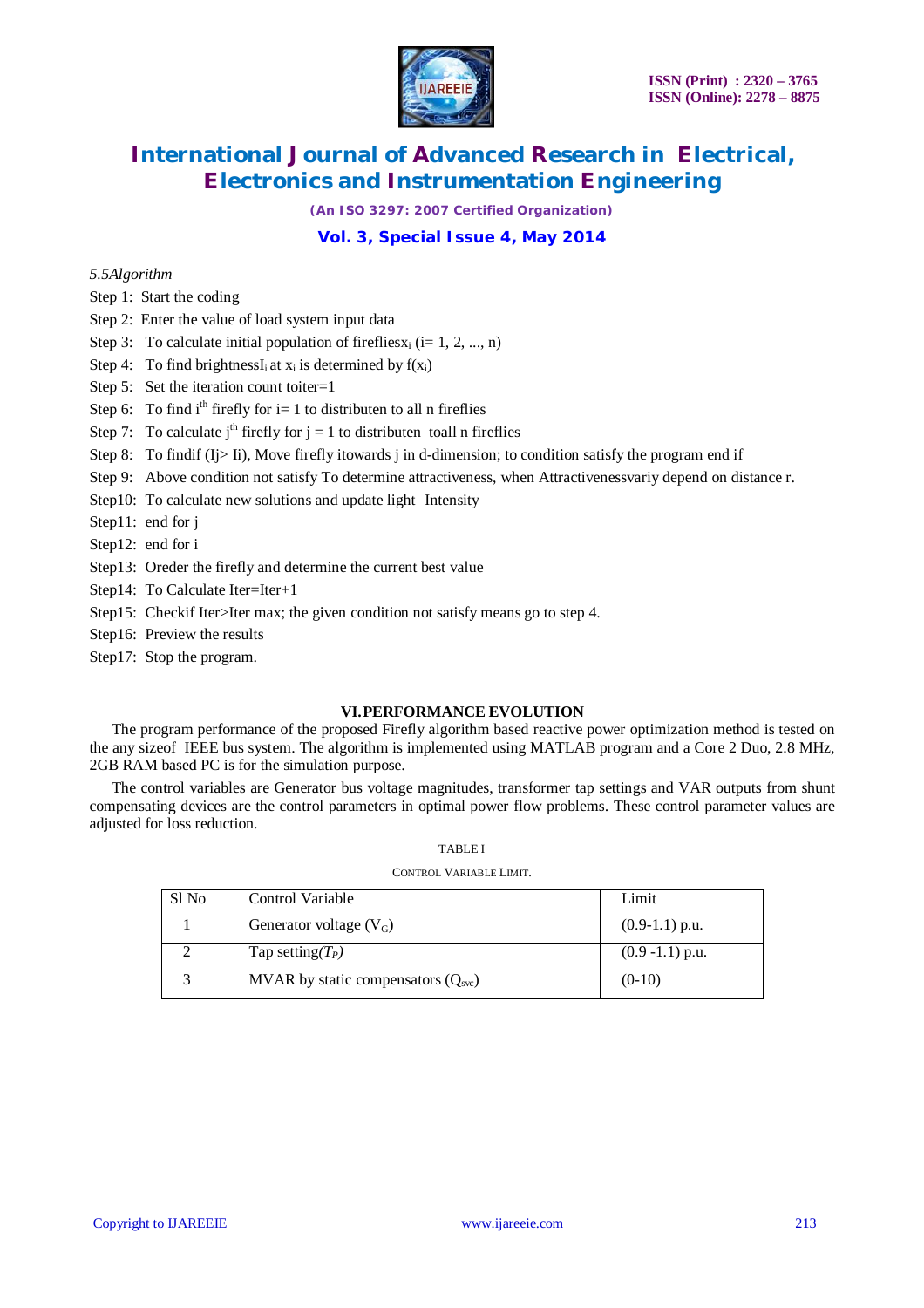*5.5Algorithm*

Step 1: Start the coding

Step 2: Enter the value of load system input data

Step 3: To calculate initial population of firefliesx$_i$ (i= 1, 2, ..., n)

Step 4: To find brightnessI$_i$ at x$_i$ is determined by f(x$_i$)

Step 5: Set the iteration count toiter=1

Step 6: To find i$^{th}$ firefly for i= 1 to distributen to all n fireflies

Step 7: To calculate j$^{th}$ firefly for j = 1 to distributen toall n fireflies

Step 8: To findif (Ij> Ii), Move firefly itowards j in d-dimension; to condition satisfy the program end if

Step 9: Above condition not satisfy To determine attractiveness, when Attractivenessvariy depend on distance r.

Step10: To calculate new solutions and update light Intensity

Step11: end for j

Step12: end for i

Step13: Oreder the firefly and determine the current best value

Step14: To Calculate Iter=Iter+1

Step15: Checkif Iter>Iter max; the given condition not satisfy means go to step 4.

Step16: Preview the results

Step17: Stop the program.

## VI. PERFORMANCE EVOLUTION

The program performance of the proposed Firefly algorithm based reactive power optimization method is tested on the any sizeof IEEE bus system. The algorithm is implemented using MATLAB program and a Core 2 Duo, 2.8 MHz, 2GB RAM based PC is for the simulation purpose.

The control variables are Generator bus voltage magnitudes, transformer tap settings and VAR outputs from shunt compensating devices are the control parameters in optimal power flow problems. These control parameter values are adjusted for loss reduction.

TABLE I

CONTROL VARIABLE LIMIT.

| Sl No | Control Variable | Limit |
|---|---|---|
| 1 | Generator voltage ($V_G$) | (0.9-1.1) p.u. |
| 2 | Tap setting($T_P$) | (0.9 -1.1) p.u. |
| 3 | MVAR by static compensators ($Q_{svc}$) | (0-10) |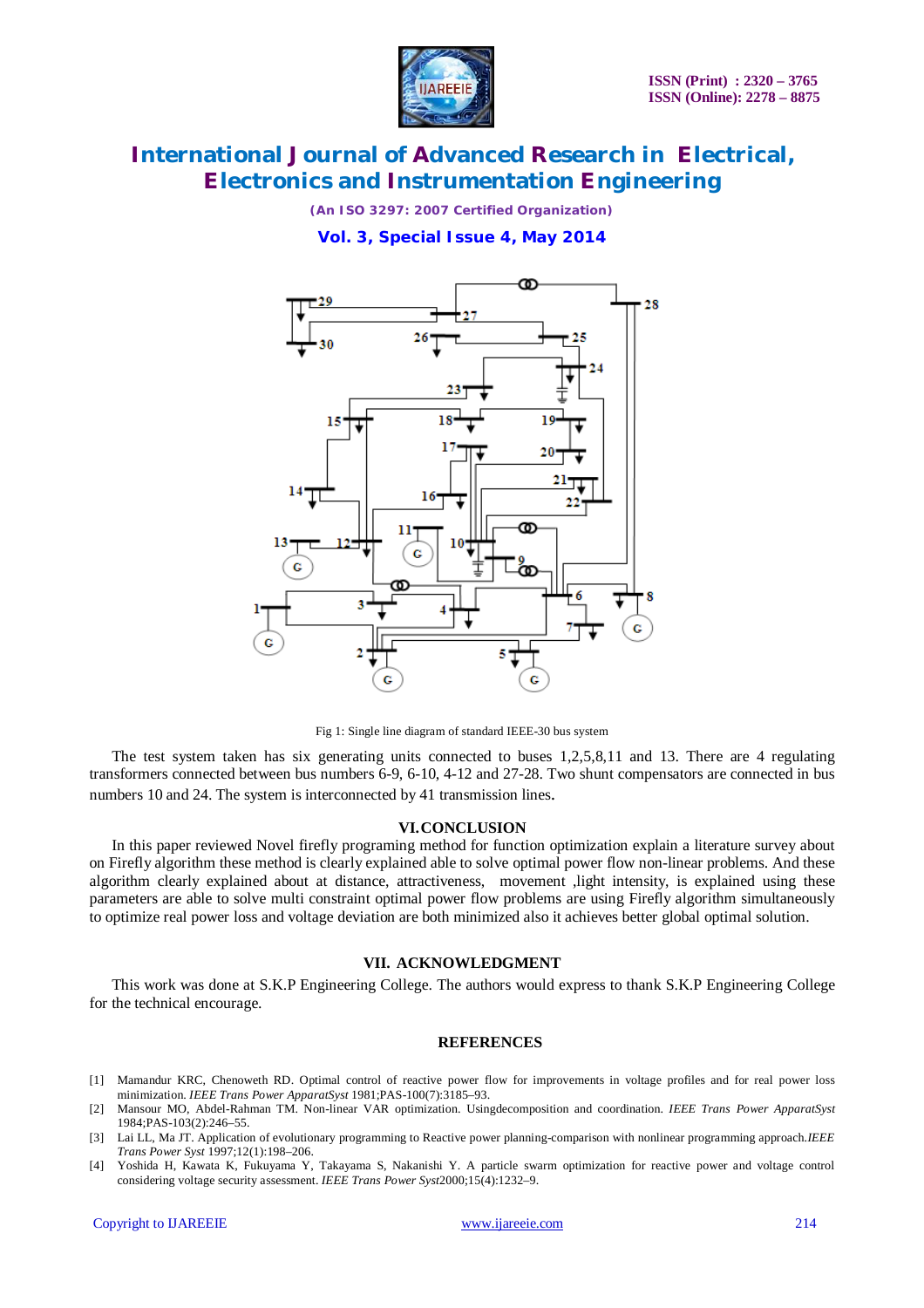Fig 1: Single line diagram of standard IEEE-30 bus system

The test system taken has six generating units connected to buses 1,2,5,8,11 and 13. There are 4 regulating transformers connected between bus numbers 6-9, 6-10, 4-12 and 27-28. Two shunt compensators are connected in bus numbers 10 and 24. The system is interconnected by 41 transmission lines.

## VI. CONCLUSION

In this paper reviewed Novel firefly programing method for function optimization explain a literature survey about on Firefly algorithm these method is clearly explained able to solve optimal power flow non-linear problems. And these algorithm clearly explained about at distance, attractiveness, movement ,light intensity, is explained using these parameters are able to solve multi constraint optimal power flow problems are using Firefly algorithm simultaneously to optimize real power loss and voltage deviation are both minimized also it achieves better global optimal solution.

## VII. ACKNOWLEDGMENT

This work was done at S.K.P Engineering College. The authors would express to thank S.K.P Engineering College for the technical encourage.

## REFERENCES

[1] Mamandur KRC, Chenoweth RD. Optimal control of reactive power flow for improvements in voltage profiles and for real power loss minimization. *IEEE Trans Power ApparatSyst* 1981;PAS-100(7):3185–93.

[2] Mansour MO, Abdel-Rahman TM. Non-linear VAR optimization. Usingdecomposition and coordination. *IEEE Trans Power ApparatSyst* 1984;PAS-103(2):246–55.

[3] Lai LL, Ma JT. Application of evolutionary programming to Reactive power planning-comparison with nonlinear programming approach.*IEEE Trans Power Syst* 1997;12(1):198–206.

[4] Yoshida H, Kawata K, Fukuyama Y, Takayama S, Nakanishi Y. A particle swarm optimization for reactive power and voltage control considering voltage security assessment. *IEEE Trans Power Syst*2000;15(4):1232–9.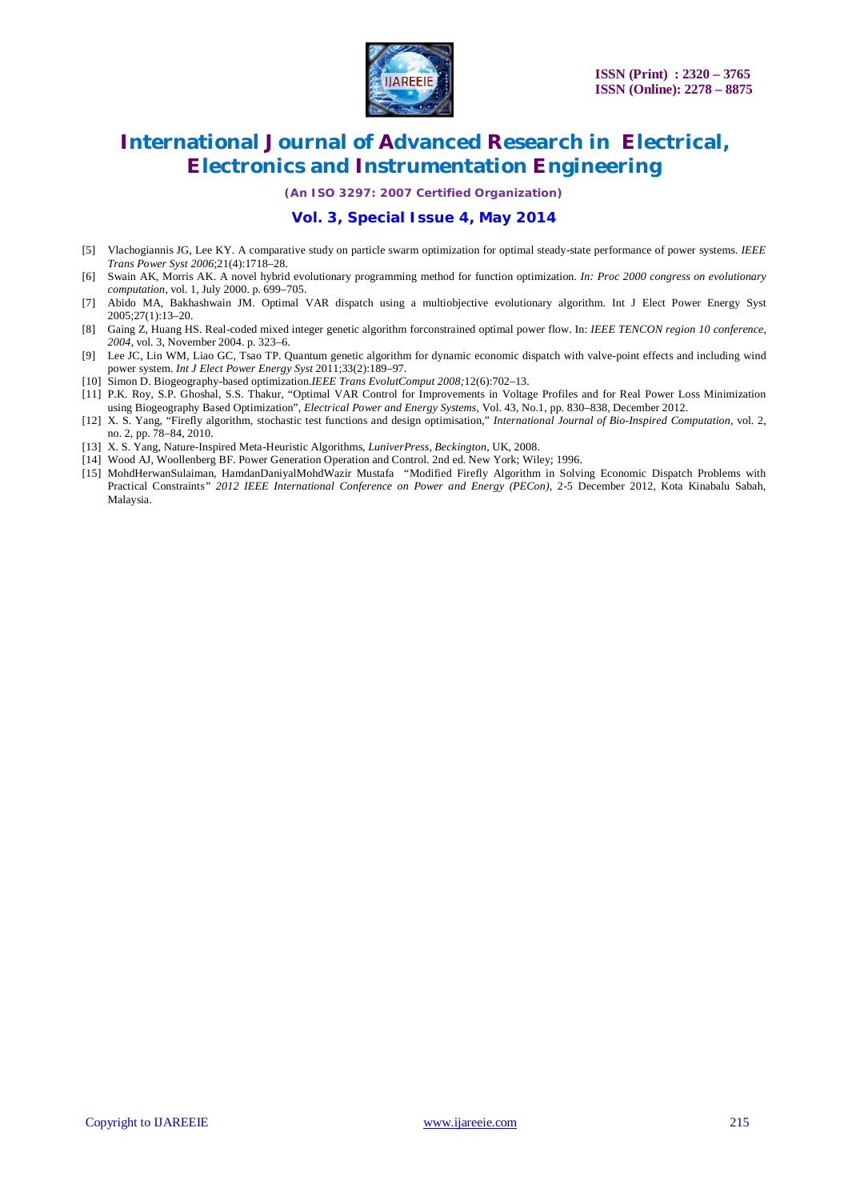[5] Vlachogiannis JG, Lee KY. A comparative study on particle swarm optimization for optimal steady-state performance of power systems. *IEEE Trans Power Syst 2006*;21(4):1718–28.

[6] Swain AK, Morris AK. A novel hybrid evolutionary programming method for function optimization. *In: Proc 2000 congress on evolutionary computation*, vol. 1, July 2000. p. 699–705.

[7] Abido MA, Bakhashwain JM. Optimal VAR dispatch using a multiobjective evolutionary algorithm. Int J Elect Power Energy Syst 2005;27(1):13–20.

[8] Gaing Z, Huang HS. Real-coded mixed integer genetic algorithm forconstrained optimal power flow. In: *IEEE TENCON region 10 conference, 2004*, vol. 3, November 2004. p. 323–6.

[9] Lee JC, Lin WM, Liao GC, Tsao TP. Quantum genetic algorithm for dynamic economic dispatch with valve-point effects and including wind power system. *Int J Elect Power Energy Syst* 2011;33(2):189–97.

[10] Simon D. Biogeography-based optimization.*IEEE Trans EvolutComput 2008;*12(6):702–13.

[11] P.K. Roy, S.P. Ghoshal, S.S. Thakur, "Optimal VAR Control for Improvements in Voltage Profiles and for Real Power Loss Minimization using Biogeography Based Optimization", *Electrical Power and Energy Systems*, Vol. 43, No.1, pp. 830–838, December 2012.

[12] X. S. Yang, "Firefly algorithm, stochastic test functions and design optimisation," *International Journal of Bio-Inspired Computation*, vol. 2, no. 2, pp. 78–84, 2010.

[13] X. S. Yang, Nature-Inspired Meta-Heuristic Algorithms, *LuniverPress, Beckington*, UK, 2008.

[14] Wood AJ, Woollenberg BF. Power Generation Operation and Control. 2nd ed. New York; Wiley; 1996.

[15] MohdHerwanSulaiman, HamdanDaniyalMohdWazir Mustafa "Modified Firefly Algorithm in Solving Economic Dispatch Problems with Practical Constraints*" 2012 IEEE International Conference on Power and Energy (PECon)*, 2-5 December 2012, Kota Kinabalu Sabah, Malaysia.